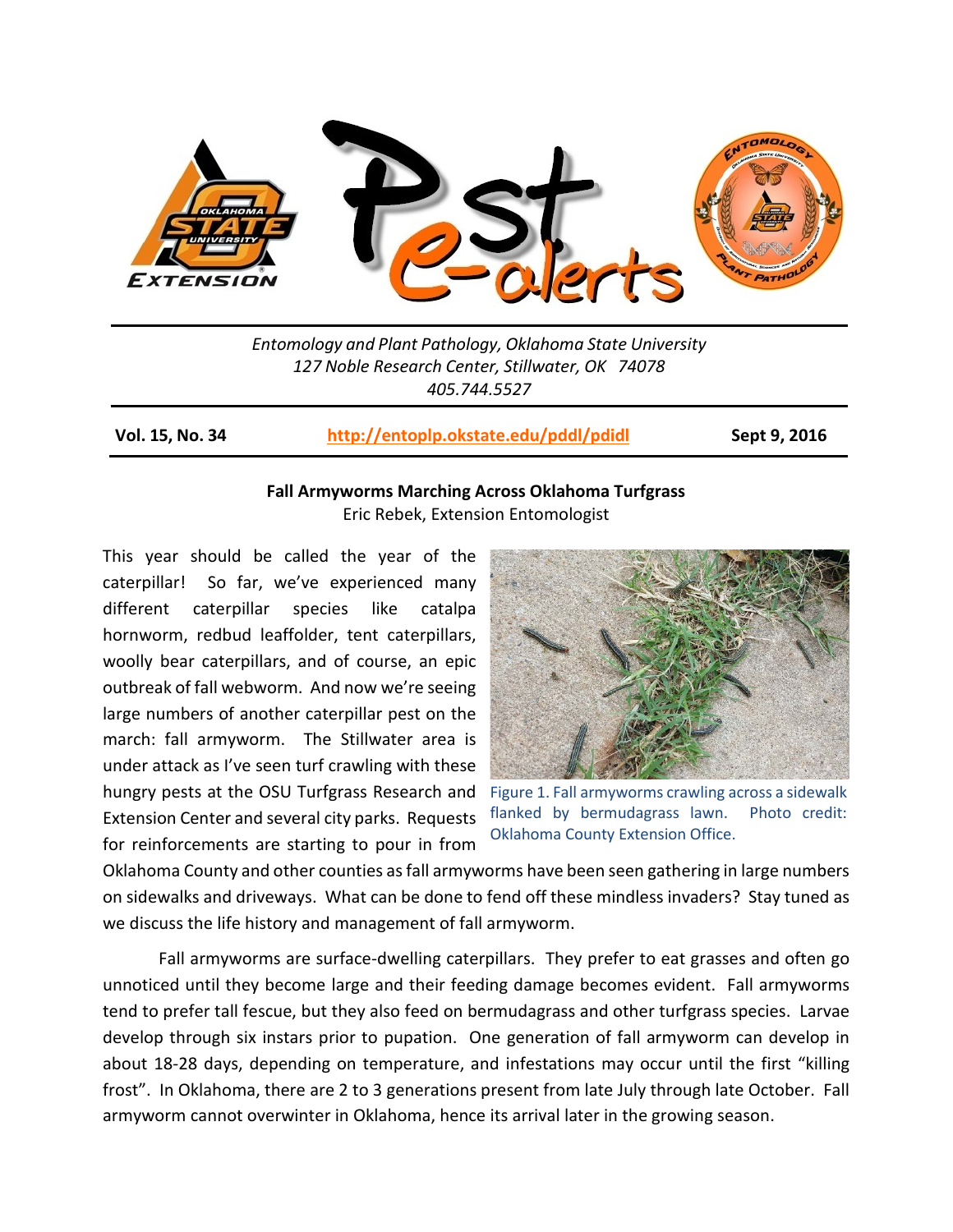Entomology and Plant Pathology, Oklahoma State University
127 Noble Research Center, Stillwater, OK 74078
405.744.5527

**Vol. 15, No. 34** | **http://entoplp.okstate.edu/pddl/pdidl** | **Sept 9, 2016**

## Fall Armyworms Marching Across Oklahoma Turfgrass

Eric Rebek, Extension Entomologist

This year should be called the year of the caterpillar! So far, we've experienced many different caterpillar species like catalpa hornworm, redbud leaffolder, tent caterpillars, woolly bear caterpillars, and of course, an epic outbreak of fall webworm. And now we're seeing large numbers of another caterpillar pest on the march: fall armyworm. The Stillwater area is under attack as I've seen turf crawling with these hungry pests at the OSU Turfgrass Research and Extension Center and several city parks. Requests for reinforcements are starting to pour in from Oklahoma County and other counties as fall armyworms have been seen gathering in large numbers on sidewalks and driveways. What can be done to fend off these mindless invaders? Stay tuned as we discuss the life history and management of fall armyworm.

Figure 1. Fall armyworms crawling across a sidewalk flanked by bermudagrass lawn. Photo credit: Oklahoma County Extension Office.

Fall armyworms are surface-dwelling caterpillars. They prefer to eat grasses and often go unnoticed until they become large and their feeding damage becomes evident. Fall armyworms tend to prefer tall fescue, but they also feed on bermudagrass and other turfgrass species. Larvae develop through six instars prior to pupation. One generation of fall armyworm can develop in about 18-28 days, depending on temperature, and infestations may occur until the first "killing frost". In Oklahoma, there are 2 to 3 generations present from late July through late October. Fall armyworm cannot overwinter in Oklahoma, hence its arrival later in the growing season.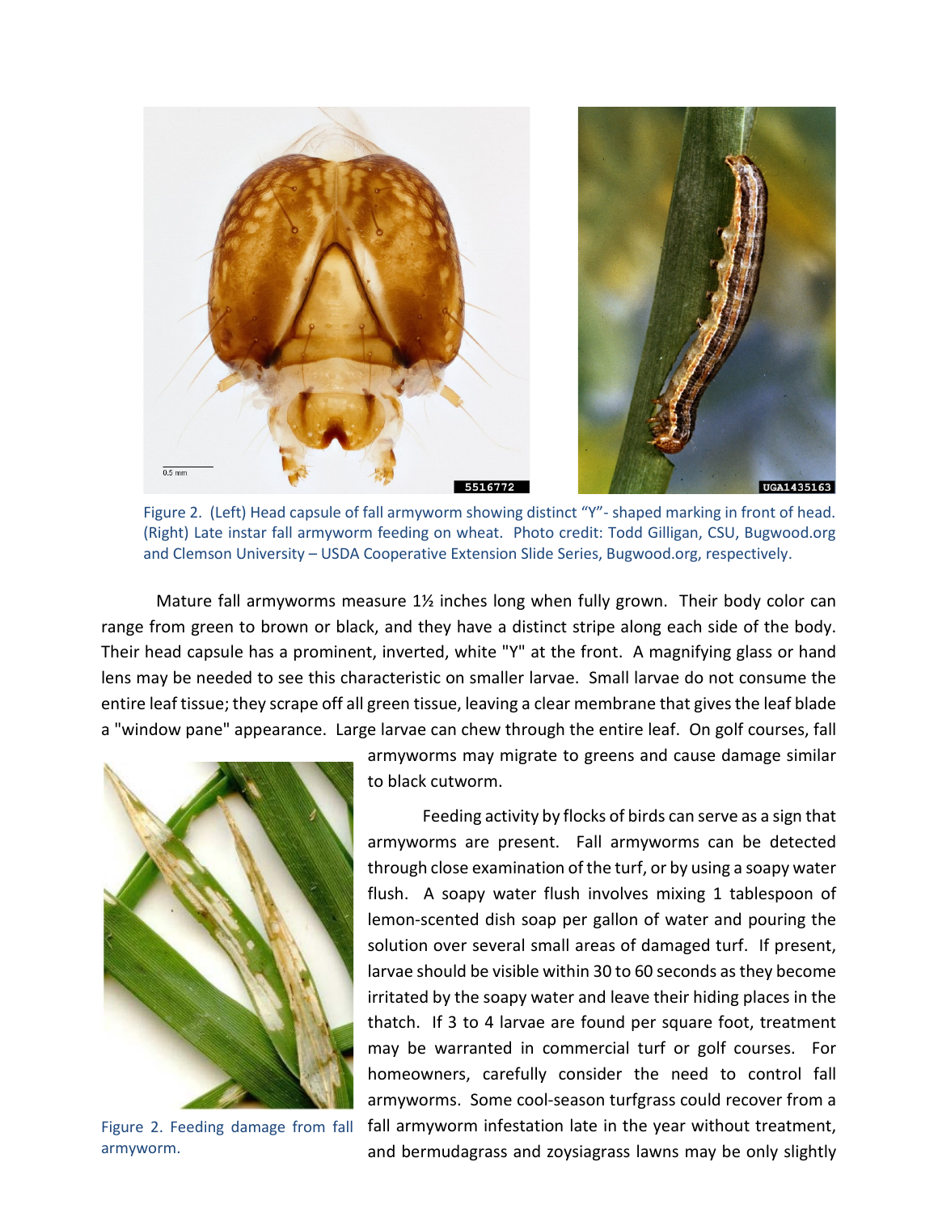Figure 2. (Left) Head capsule of fall armyworm showing distinct “Y”- shaped marking in front of head. (Right) Late instar fall armyworm feeding on wheat. Photo credit: Todd Gilligan, CSU, Bugwood.org and Clemson University – USDA Cooperative Extension Slide Series, Bugwood.org, respectively.

Mature fall armyworms measure 1½ inches long when fully grown. Their body color can range from green to brown or black, and they have a distinct stripe along each side of the body. Their head capsule has a prominent, inverted, white "Y" at the front. A magnifying glass or hand lens may be needed to see this characteristic on smaller larvae. Small larvae do not consume the entire leaf tissue; they scrape off all green tissue, leaving a clear membrane that gives the leaf blade a "window pane" appearance. Large larvae can chew through the entire leaf. On golf courses, fall armyworms may migrate to greens and cause damage similar to black cutworm.

Figure 2. Feeding damage from fall armyworm.

Feeding activity by flocks of birds can serve as a sign that armyworms are present. Fall armyworms can be detected through close examination of the turf, or by using a soapy water flush. A soapy water flush involves mixing 1 tablespoon of lemon-scented dish soap per gallon of water and pouring the solution over several small areas of damaged turf. If present, larvae should be visible within 30 to 60 seconds as they become irritated by the soapy water and leave their hiding places in the thatch. If 3 to 4 larvae are found per square foot, treatment may be warranted in commercial turf or golf courses. For homeowners, carefully consider the need to control fall armyworms. Some cool-season turfgrass could recover from a fall armyworm infestation late in the year without treatment, and bermudagrass and zoysiagrass lawns may be only slightly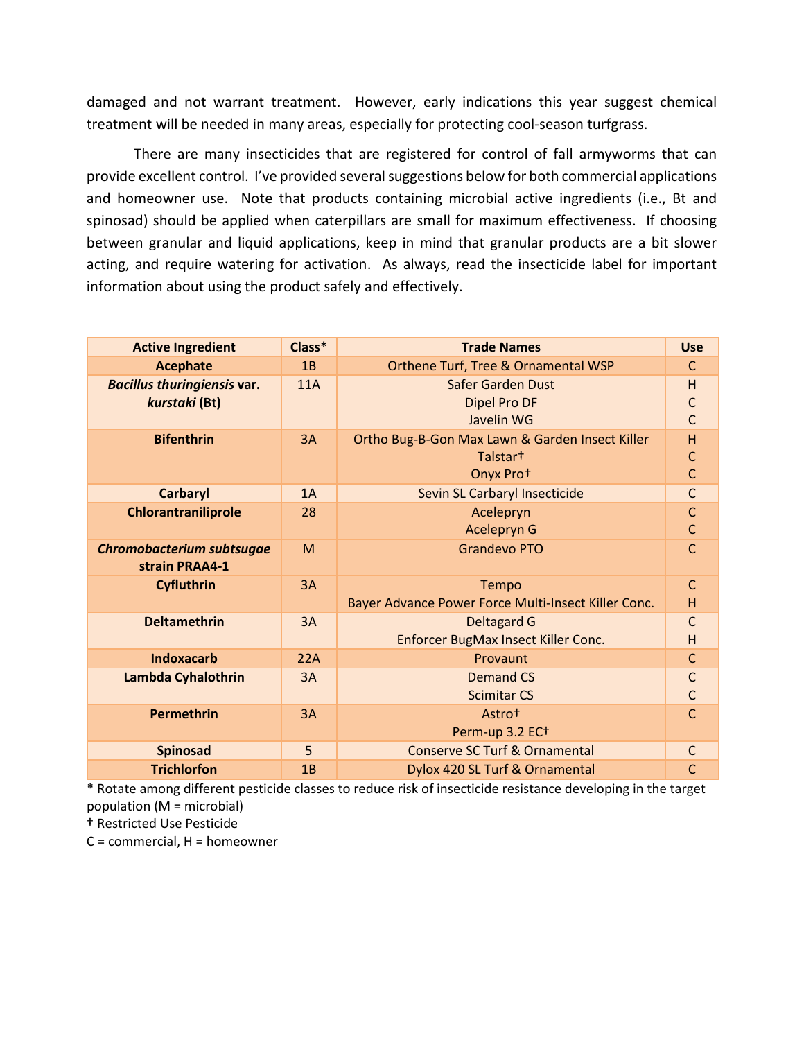damaged and not warrant treatment. However, early indications this year suggest chemical treatment will be needed in many areas, especially for protecting cool-season turfgrass.

There are many insecticides that are registered for control of fall armyworms that can provide excellent control. I've provided several suggestions below for both commercial applications and homeowner use. Note that products containing microbial active ingredients (i.e., Bt and spinosad) should be applied when caterpillars are small for maximum effectiveness. If choosing between granular and liquid applications, keep in mind that granular products are a bit slower acting, and require watering for activation. As always, read the insecticide label for important information about using the product safely and effectively.

| Active Ingredient | Class* | Trade Names | Use |
|---|---|---|---|
| **Acephate** | 1B | Orthene Turf, Tree & Ornamental WSP | C |
| ***Bacillus thuringiensis* var. *kurstaki* (Bt)** | 11A | Safer Garden Dust<br>Dipel Pro DF<br>Javelin WG | H<br>C<br>C |
| **Bifenthrin** | 3A | Ortho Bug-B-Gon Max Lawn & Garden Insect Killer<br>Talstar†<br>Onyx Pro† | H<br>C<br>C |
| **Carbaryl** | 1A | Sevin SL Carbaryl Insecticide | C |
| **Chlorantraniliprole** | 28 | Acelepryn<br>Acelepryn G | C<br>C |
| ***Chromobacterium subtsugae* strain PRAA4-1** | M | Grandevo PTO | C |
| **Cyfluthrin** | 3A | Tempo<br>Bayer Advance Power Force Multi-Insect Killer Conc. | C<br>H |
| **Deltamethrin** | 3A | Deltagard G<br>Enforcer BugMax Insect Killer Conc. | C<br>H |
| **Indoxacarb** | 22A | Provaunt | C |
| **Lambda Cyhalothrin** | 3A | Demand CS<br>Scimitar CS | C<br>C |
| **Permethrin** | 3A | Astro†<br>Perm-up 3.2 EC† | C |
| **Spinosad** | 5 | Conserve SC Turf & Ornamental | C |
| **Trichlorfon** | 1B | Dylox 420 SL Turf & Ornamental | C |

* Rotate among different pesticide classes to reduce risk of insecticide resistance developing in the target population (M = microbial)

† Restricted Use Pesticide

C = commercial, H = homeowner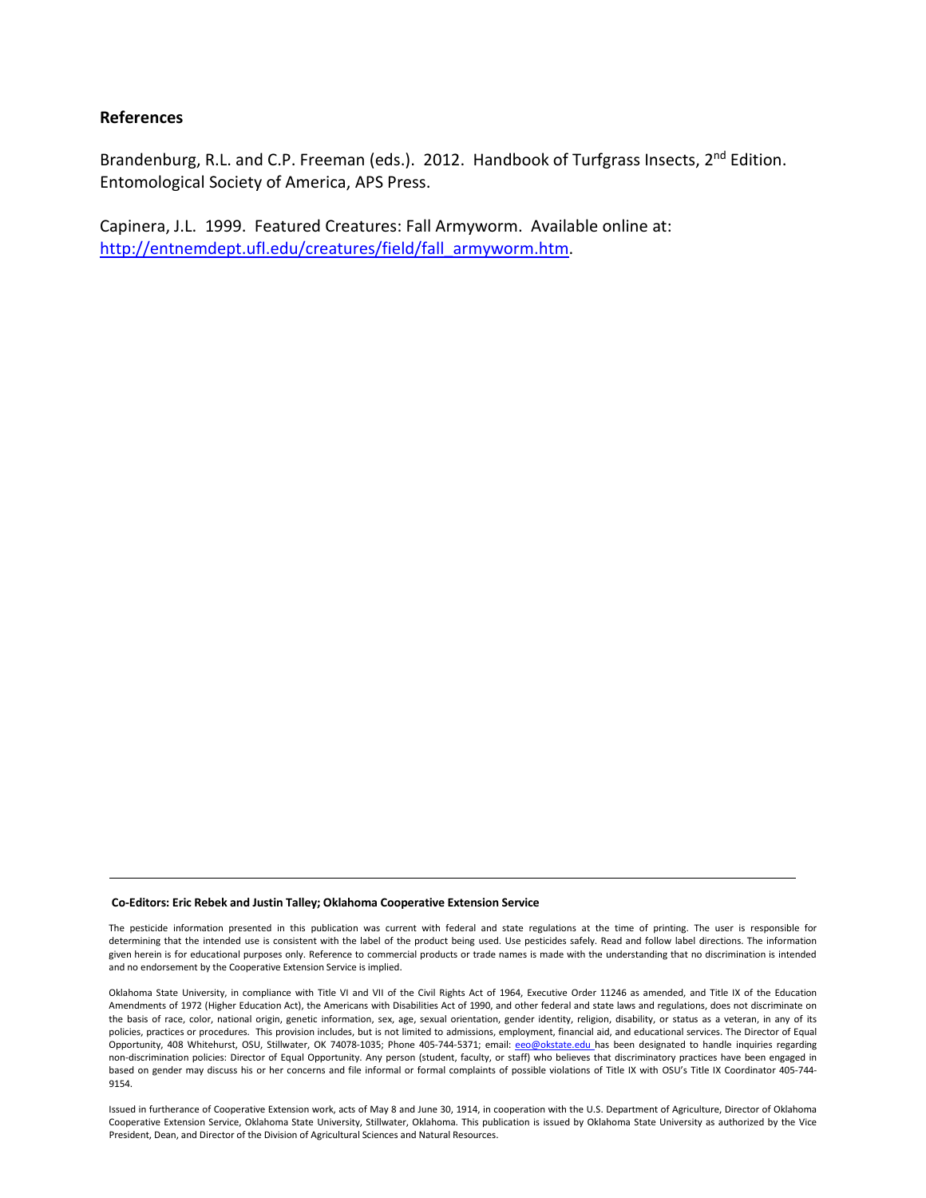### References

Brandenburg, R.L. and C.P. Freeman (eds.). 2012. Handbook of Turfgrass Insects, 2nd Edition. Entomological Society of America, APS Press.

Capinera, J.L. 1999. Featured Creatures: Fall Armyworm. Available online at: http://entnemdept.ufl.edu/creatures/field/fall_armyworm.htm.

---

**Co-Editors: Eric Rebek and Justin Talley; Oklahoma Cooperative Extension Service**

The pesticide information presented in this publication was current with federal and state regulations at the time of printing. The user is responsible for determining that the intended use is consistent with the label of the product being used. Use pesticides safely. Read and follow label directions. The information given herein is for educational purposes only. Reference to commercial products or trade names is made with the understanding that no discrimination is intended and no endorsement by the Cooperative Extension Service is implied.

Oklahoma State University, in compliance with Title VI and VII of the Civil Rights Act of 1964, Executive Order 11246 as amended, and Title IX of the Education Amendments of 1972 (Higher Education Act), the Americans with Disabilities Act of 1990, and other federal and state laws and regulations, does not discriminate on the basis of race, color, national origin, genetic information, sex, age, sexual orientation, gender identity, religion, disability, or status as a veteran, in any of its policies, practices or procedures. This provision includes, but is not limited to admissions, employment, financial aid, and educational services. The Director of Equal Opportunity, 408 Whitehurst, OSU, Stillwater, OK 74078-1035; Phone 405-744-5371; email: eeo@okstate.edu has been designated to handle inquiries regarding non-discrimination policies: Director of Equal Opportunity. Any person (student, faculty, or staff) who believes that discriminatory practices have been engaged in based on gender may discuss his or her concerns and file informal or formal complaints of possible violations of Title IX with OSU's Title IX Coordinator 405-744-9154.

Issued in furtherance of Cooperative Extension work, acts of May 8 and June 30, 1914, in cooperation with the U.S. Department of Agriculture, Director of Oklahoma Cooperative Extension Service, Oklahoma State University, Stillwater, Oklahoma. This publication is issued by Oklahoma State University as authorized by the Vice President, Dean, and Director of the Division of Agricultural Sciences and Natural Resources.